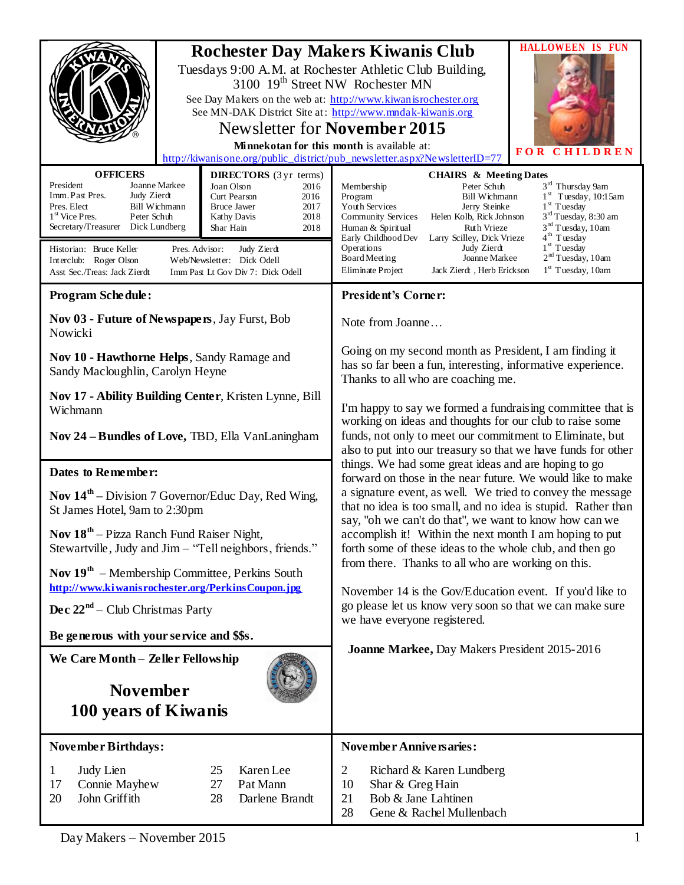# Rochester Day Makers Kiwanis Club

Tuesdays 9:00 A.M. at Rochester Athletic Club Building, 3100 19th Street NW Rochester MN

See Day Makers on the web at: http://www.kiwanisrochester.org

See MN-DAK District Site at: http://www.mndak-kiwanis.org

## Newsletter for November 2015

**Minnekotan for this month** is available at: http://kiwanisone.org/public_district/pub_newsletter.aspx?NewsletterID=77

**HALLOWEEN IS FUN FOR CHILDREN**

| OFFICERS | |
|---|---|
| President | Joanne Markee |
| Imm. Past Pres. | Judy Zierdt |
| Pres. Elect | Bill Wichmann |
| 1st Vice Pres. | Peter Schuh |
| Secretary/Treasurer | Dick Lundberg |

| DIRECTORS (3 yr terms) | |
|---|---|
| Joan Olson | 2016 |
| Curt Pearson | 2016 |
| Bruce Jawer | 2017 |
| Kathy Davis | 2018 |
| Shar Hain | 2018 |

Historian: Bruce Keller
Interclub: Roger Olson
Asst Sec./Treas: Jack Zierdt
Pres. Advisor: Judy Zierdt
Web/Newsletter: Dick Odell
Imm Past Lt Gov Div 7: Dick Odell

| CHAIRS & Meeting Dates | | |
|---|---|---|
| Membership | Peter Schuh | 3rd Thursday 9am |
| Program | Bill Wichmann | 1st Tuesday, 10:15am |
| Youth Services | Jerry Steinke | 1st Tuesday |
| Community Services | Helen Kolb, Rick Johnson | 3rd Tuesday, 8:30 am |
| Human & Spiritual | Ruth Vrieze | 3rd Tuesday, 10am |
| Early Childhood Dev | Larry Scilley, Dick Vrieze | 4th Tuesday |
| Operations | Judy Zierdt | 1st Tuesday |
| Board Meeting | Joanne Markee | 2nd Tuesday, 10am |
| Eliminate Project | Jack Zierdt , Herb Erickson | 1st Tuesday, 10am |

## Program Schedule:

**Nov 03 - Future of Newspapers**, Jay Furst, Bob Nowicki

**Nov 10 - Hawthorne Helps**, Sandy Ramage and Sandy Macloughlin, Carolyn Heyne

**Nov 17 - Ability Building Center**, Kristen Lynne, Bill Wichmann

**Nov 24 – Bundles of Love,** TBD, Ella VanLaningham

## Dates to Remember:

**Nov 14th** – Division 7 Governor/Educ Day, Red Wing, St James Hotel, 9am to 2:30pm

**Nov 18th** – Pizza Ranch Fund Raiser Night, Stewartville, Judy and Jim – "Tell neighbors, friends."

**Nov 19th** – Membership Committee, Perkins South
http://www.kiwanisrochester.org/PerkinsCoupon.jpg

**Dec 22nd** – Club Christmas Party

**Be generous with your service and $$s.**

**We Care Month – Zeller Fellowship**

**November**
**100 years of Kiwanis**

## President's Corner:

Note from Joanne…

Going on my second month as President, I am finding it has so far been a fun, interesting, informative experience. Thanks to all who are coaching me.

I'm happy to say we formed a fundraising committee that is working on ideas and thoughts for our club to raise some funds, not only to meet our commitment to Eliminate, but also to put into our treasury so that we have funds for other things. We had some great ideas and are hoping to go forward on those in the near future. We would like to make a signature event, as well. We tried to convey the message that no idea is too small, and no idea is stupid. Rather than say, "oh we can't do that", we want to know how can we accomplish it! Within the next month I am hoping to put forth some of these ideas to the whole club, and then go from there. Thanks to all who are working on this.

November 14 is the Gov/Education event. If you'd like to go please let us know very soon so that we can make sure we have everyone registered.

**Joanne Markee,** Day Makers President 2015-2016

## November Birthdays:

| | |
|---|---|
| 1 | Judy Lien |
| 17 | Connie Mayhew |
| 20 | John Griffith |
| 25 | Karen Lee |
| 27 | Pat Mann |
| 28 | Darlene Brandt |

## November Anniversaries:

| | |
|---|---|
| 2 | Richard & Karen Lundberg |
| 10 | Shar & Greg Hain |
| 21 | Bob & Jane Lahtinen |
| 28 | Gene & Rachel Mullenbach |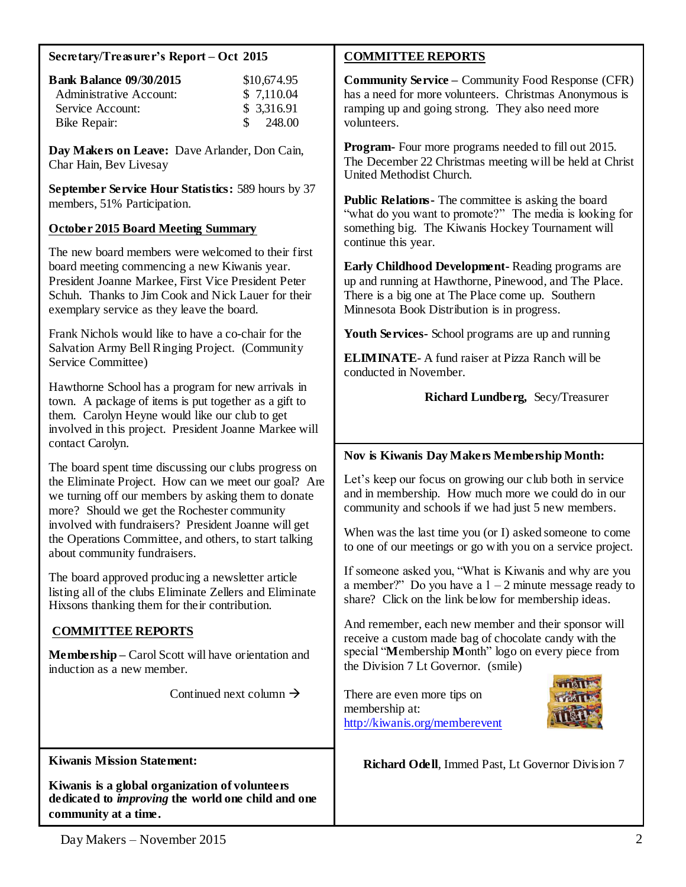**Secretary/Treasurer's Report – Oct 2015**

| **Bank Balance 09/30/2015** | $10,674.95 |
|---|---|
| Administrative Account: | $ 7,110.04 |
| Service Account: | $ 3,316.91 |
| Bike Repair: | $ 248.00 |

**Day Makers on Leave:** Dave Arlander, Don Cain, Char Hain, Bev Livesay

**September Service Hour Statistics:** 589 hours by 37 members, 51% Participation.

**October 2015 Board Meeting Summary**

The new board members were welcomed to their first board meeting commencing a new Kiwanis year. President Joanne Markee, First Vice President Peter Schuh. Thanks to Jim Cook and Nick Lauer for their exemplary service as they leave the board.

Frank Nichols would like to have a co-chair for the Salvation Army Bell Ringing Project. (Community Service Committee)

Hawthorne School has a program for new arrivals in town. A package of items is put together as a gift to them. Carolyn Heyne would like our club to get involved in this project. President Joanne Markee will contact Carolyn.

The board spent time discussing our clubs progress on the Eliminate Project. How can we meet our goal? Are we turning off our members by asking them to donate more? Should we get the Rochester community involved with fundraisers? President Joanne will get the Operations Committee, and others, to start talking about community fundraisers.

The board approved producing a newsletter article listing all of the clubs Eliminate Zellers and Eliminate Hixsons thanking them for their contribution.

**COMMITTEE REPORTS**

**Membership** – Carol Scott will have orientation and induction as a new member.

Continued next column →

**COMMITTEE REPORTS**

**Community Service** – Community Food Response (CFR) has a need for more volunteers. Christmas Anonymous is ramping up and going strong. They also need more volunteers.

**Program**- Four more programs needed to fill out 2015. The December 22 Christmas meeting will be held at Christ United Methodist Church.

**Public Relations**- The committee is asking the board "what do you want to promote?" The media is looking for something big. The Kiwanis Hockey Tournament will continue this year.

**Early Childhood Development**- Reading programs are up and running at Hawthorne, Pinewood, and The Place. There is a big one at The Place come up. Southern Minnesota Book Distribution is in progress.

**Youth Services**- School programs are up and running

**ELIMINATE**- A fund raiser at Pizza Ranch will be conducted in November.

**Richard Lundberg,** Secy/Treasurer

**Nov is Kiwanis Day Makers Membership Month:**

Let's keep our focus on growing our club both in service and in membership. How much more we could do in our community and schools if we had just 5 new members.

When was the last time you (or I) asked someone to come to one of our meetings or go with you on a service project.

If someone asked you, "What is Kiwanis and why are you a member?" Do you have a 1 – 2 minute message ready to share? Click on the link below for membership ideas.

And remember, each new member and their sponsor will receive a custom made bag of chocolate candy with the special "**M**embership **M**onth" logo on every piece from the Division 7 Lt Governor. (smile)

There are even more tips on membership at:
http://kiwanis.org/memberevent

**Richard Odell**, Immed Past, Lt Governor Division 7

**Kiwanis Mission Statement:**

**Kiwanis is a global organization of volunteers dedicated to *improving* the world one child and one community at a time.**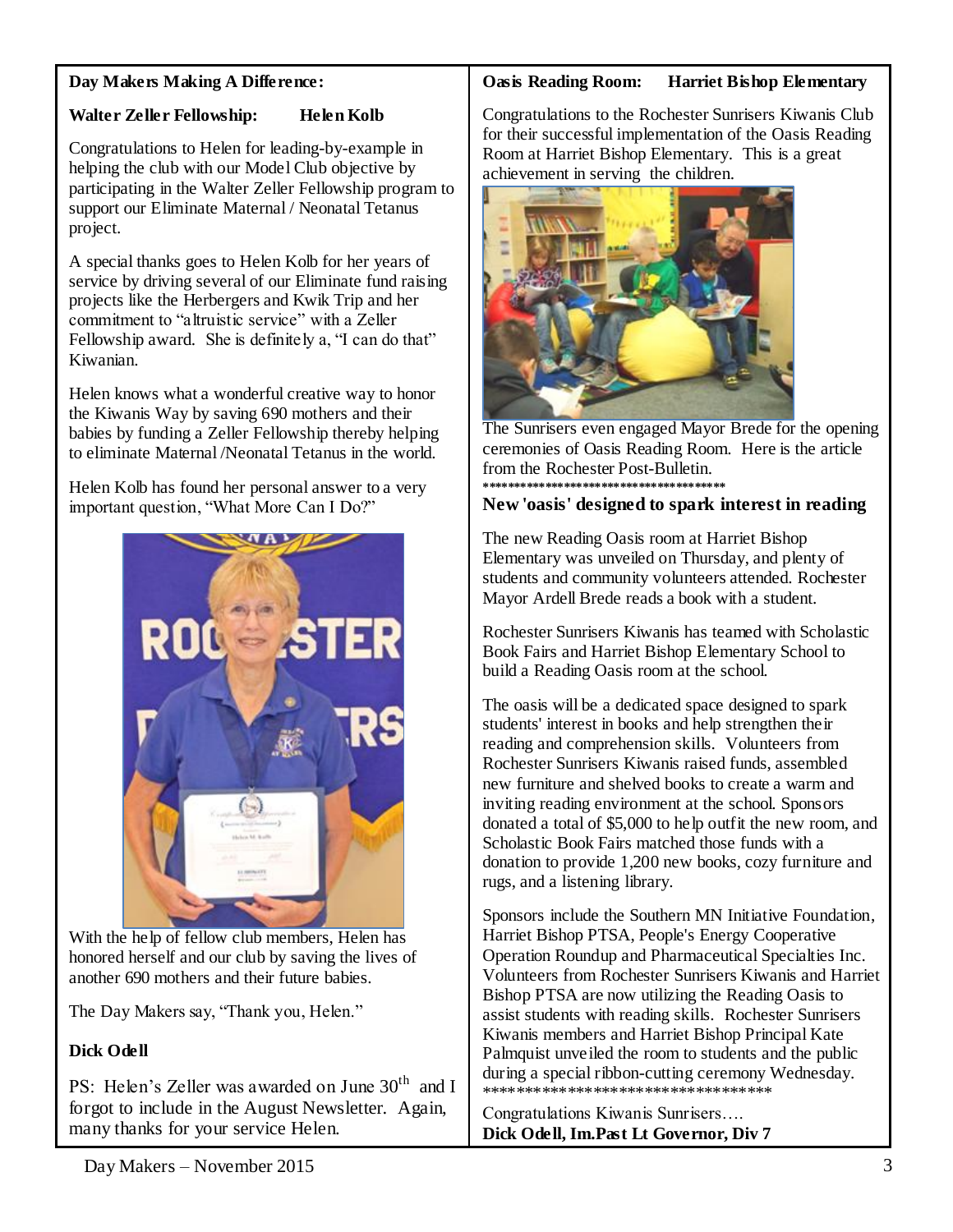**Day Makers Making A Difference:**

**Walter Zeller Fellowship: Helen Kolb**

Congratulations to Helen for leading-by-example in helping the club with our Model Club objective by participating in the Walter Zeller Fellowship program to support our Eliminate Maternal / Neonatal Tetanus project.

A special thanks goes to Helen Kolb for her years of service by driving several of our Eliminate fund raising projects like the Herbergers and Kwik Trip and her commitment to "altruistic service" with a Zeller Fellowship award. She is definitely a, "I can do that" Kiwanian.

Helen knows what a wonderful creative way to honor the Kiwanis Way by saving 690 mothers and their babies by funding a Zeller Fellowship thereby helping to eliminate Maternal /Neonatal Tetanus in the world.

Helen Kolb has found her personal answer to a very important question, "What More Can I Do?"

With the help of fellow club members, Helen has honored herself and our club by saving the lives of another 690 mothers and their future babies.

The Day Makers say, "Thank you, Helen."

**Dick Odell**

PS: Helen's Zeller was awarded on June 30th and I forgot to include in the August Newsletter. Again, many thanks for your service Helen.

**Oasis Reading Room: Harriet Bishop Elementary**

Congratulations to the Rochester Sunrisers Kiwanis Club for their successful implementation of the Oasis Reading Room at Harriet Bishop Elementary. This is a great achievement in serving the children.

The Sunrisers even engaged Mayor Brede for the opening ceremonies of Oasis Reading Room. Here is the article from the Rochester Post-Bulletin.

\*\*\*\*\*\*\*\*\*\*\*\*\*\*\*\*\*\*\*\*\*\*\*\*\*\*\*\*\*\*\*\*\*\*\*\*\*\*\*\*\*

**New 'oasis' designed to spark interest in reading**

The new Reading Oasis room at Harriet Bishop Elementary was unveiled on Thursday, and plenty of students and community volunteers attended. Rochester Mayor Ardell Brede reads a book with a student.

Rochester Sunrisers Kiwanis has teamed with Scholastic Book Fairs and Harriet Bishop Elementary School to build a Reading Oasis room at the school.

The oasis will be a dedicated space designed to spark students' interest in books and help strengthen their reading and comprehension skills. Volunteers from Rochester Sunrisers Kiwanis raised funds, assembled new furniture and shelved books to create a warm and inviting reading environment at the school. Sponsors donated a total of $5,000 to help outfit the new room, and Scholastic Book Fairs matched those funds with a donation to provide 1,200 new books, cozy furniture and rugs, and a listening library.

Sponsors include the Southern MN Initiative Foundation, Harriet Bishop PTSA, People's Energy Cooperative Operation Roundup and Pharmaceutical Specialties Inc. Volunteers from Rochester Sunrisers Kiwanis and Harriet Bishop PTSA are now utilizing the Reading Oasis to assist students with reading skills. Rochester Sunrisers Kiwanis members and Harriet Bishop Principal Kate Palmquist unveiled the room to students and the public during a special ribbon-cutting ceremony Wednesday.

\*\*\*\*\*\*\*\*\*\*\*\*\*\*\*\*\*\*\*\*\*\*\*\*\*\*\*\*\*\*\*\*\*\*\*\*

Congratulations Kiwanis Sunrisers….

**Dick Odell, Im.Past Lt Governor, Div 7**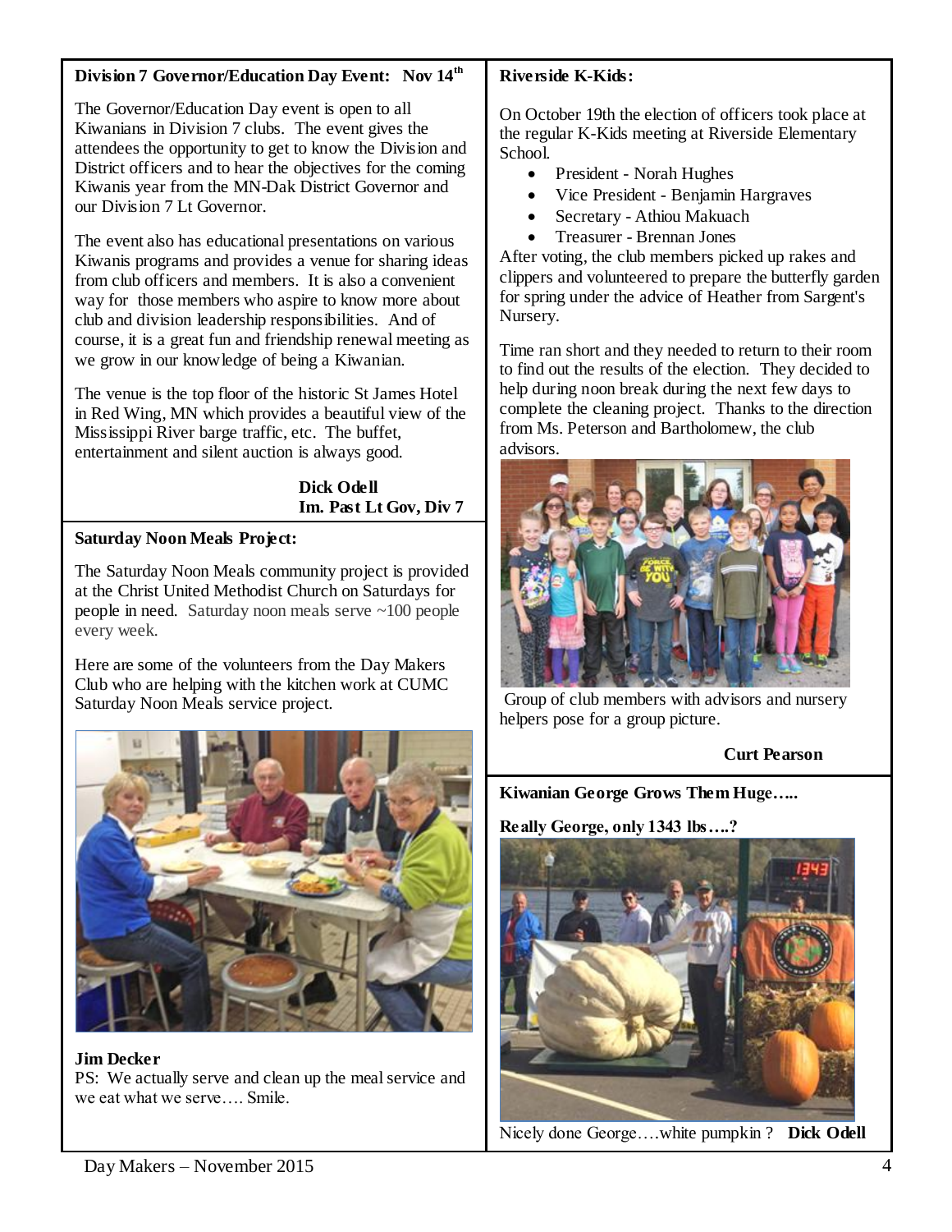### Division 7 Governor/Education Day Event: Nov 14th

The Governor/Education Day event is open to all Kiwanians in Division 7 clubs. The event gives the attendees the opportunity to get to know the Division and District officers and to hear the objectives for the coming Kiwanis year from the MN-Dak District Governor and our Division 7 Lt Governor.

The event also has educational presentations on various Kiwanis programs and provides a venue for sharing ideas from club officers and members. It is also a convenient way for those members who aspire to know more about club and division leadership responsibilities. And of course, it is a great fun and friendship renewal meeting as we grow in our knowledge of being a Kiwanian.

The venue is the top floor of the historic St James Hotel in Red Wing, MN which provides a beautiful view of the Mississippi River barge traffic, etc. The buffet, entertainment and silent auction is always good.

**Dick Odell**
**Im. Past Lt Gov, Div 7**

### Saturday Noon Meals Project:

The Saturday Noon Meals community project is provided at the Christ United Methodist Church on Saturdays for people in need. Saturday noon meals serve ~100 people every week.

Here are some of the volunteers from the Day Makers Club who are helping with the kitchen work at CUMC Saturday Noon Meals service project.

**Jim Decker**
PS: We actually serve and clean up the meal service and we eat what we serve…. Smile.

### Riverside K-Kids:

On October 19th the election of officers took place at the regular K-Kids meeting at Riverside Elementary School.

- President - Norah Hughes
- Vice President - Benjamin Hargraves
- Secretary - Athiou Makuach
- Treasurer - Brennan Jones

After voting, the club members picked up rakes and clippers and volunteered to prepare the butterfly garden for spring under the advice of Heather from Sargent's Nursery.

Time ran short and they needed to return to their room to find out the results of the election. They decided to help during noon break during the next few days to complete the cleaning project. Thanks to the direction from Ms. Peterson and Bartholomew, the club advisors.

Group of club members with advisors and nursery helpers pose for a group picture.

**Curt Pearson**

### Kiwanian George Grows Them Huge…..

**Really George, only 1343 lbs….?**

Nicely done George….white pumpkin ? **Dick Odell**